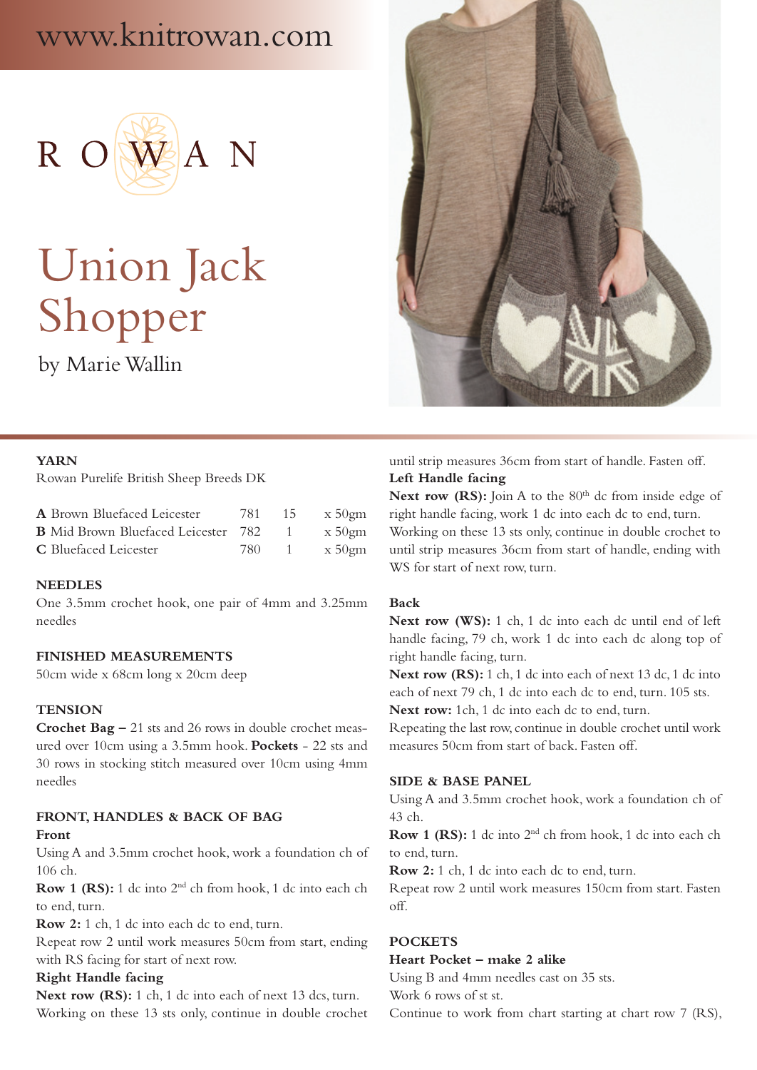www.knitrowan.com

ROWAN

# Union Jack Shopper

by Marie Wallin

## YARN

Rowan Purelife British Sheep Breeds DK

| | | | |
|---|---|---|---|
| **A** Brown Bluefaced Leicester | 781 | 15 | x 50gm |
| **B** Mid Brown Bluefaced Leicester | 782 | 1 | x 50gm |
| **C** Bluefaced Leicester | 780 | 1 | x 50gm |

## NEEDLES

One 3.5mm crochet hook, one pair of 4mm and 3.25mm needles

## FINISHED MEASUREMENTS

50cm wide x 68cm long x 20cm deep

## TENSION

**Crochet Bag –** 21 sts and 26 rows in double crochet measured over 10cm using a 3.5mm hook. **Pockets** - 22 sts and 30 rows in stocking stitch measured over 10cm using 4mm needles

## FRONT, HANDLES & BACK OF BAG

### Front

Using A and 3.5mm crochet hook, work a foundation ch of 106 ch.

**Row 1 (RS):** 1 dc into 2nd ch from hook, 1 dc into each ch to end, turn.

**Row 2:** 1 ch, 1 dc into each dc to end, turn.

Repeat row 2 until work measures 50cm from start, ending with RS facing for start of next row.

### Right Handle facing

**Next row (RS):** 1 ch, 1 dc into each of next 13 dcs, turn.

Working on these 13 sts only, continue in double crochet until strip measures 36cm from start of handle. Fasten off.

### Left Handle facing

**Next row (RS):** Join A to the 80th dc from inside edge of right handle facing, work 1 dc into each dc to end, turn.

Working on these 13 sts only, continue in double crochet to until strip measures 36cm from start of handle, ending with WS for start of next row, turn.

### Back

**Next row (WS):** 1 ch, 1 dc into each dc until end of left handle facing, 79 ch, work 1 dc into each dc along top of right handle facing, turn.

**Next row (RS):** 1 ch, 1 dc into each of next 13 dc, 1 dc into each of next 79 ch, 1 dc into each dc to end, turn. 105 sts.

**Next row:** 1ch, 1 dc into each dc to end, turn.

Repeating the last row, continue in double crochet until work measures 50cm from start of back. Fasten off.

## SIDE & BASE PANEL

Using A and 3.5mm crochet hook, work a foundation ch of 43 ch.

**Row 1 (RS):** 1 dc into 2nd ch from hook, 1 dc into each ch to end, turn.

**Row 2:** 1 ch, 1 dc into each dc to end, turn.

Repeat row 2 until work measures 150cm from start. Fasten off.

## POCKETS

### Heart Pocket – make 2 alike

Using B and 4mm needles cast on 35 sts.

Work 6 rows of st st.

Continue to work from chart starting at chart row 7 (RS),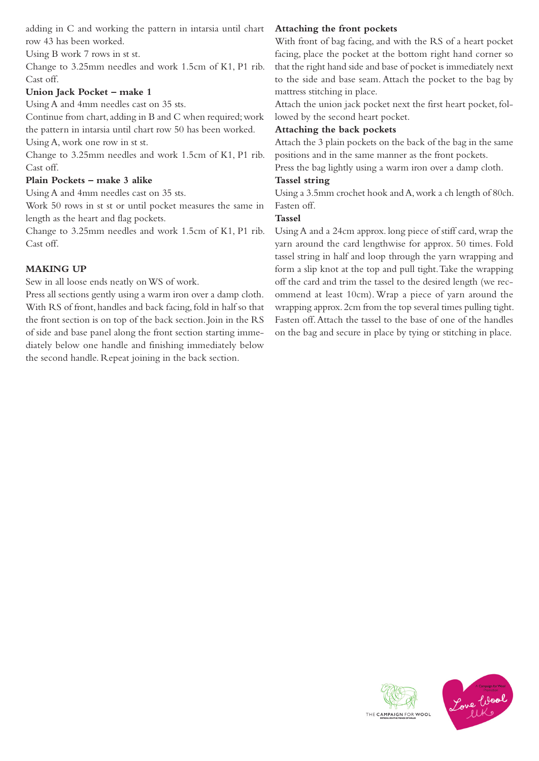adding in C and working the pattern in intarsia until chart row 43 has been worked.

Using B work 7 rows in st st.

Change to 3.25mm needles and work 1.5cm of K1, P1 rib. Cast off.

**Union Jack Pocket – make 1**

Using A and 4mm needles cast on 35 sts.

Continue from chart, adding in B and C when required; work the pattern in intarsia until chart row 50 has been worked.

Using A, work one row in st st.

Change to 3.25mm needles and work 1.5cm of K1, P1 rib. Cast off.

**Plain Pockets – make 3 alike**

Using A and 4mm needles cast on 35 sts.

Work 50 rows in st st or until pocket measures the same in length as the heart and flag pockets.

Change to 3.25mm needles and work 1.5cm of K1, P1 rib. Cast off.

**MAKING UP**

Sew in all loose ends neatly on WS of work.

Press all sections gently using a warm iron over a damp cloth. With RS of front, handles and back facing, fold in half so that the front section is on top of the back section. Join in the RS of side and base panel along the front section starting immediately below one handle and finishing immediately below the second handle. Repeat joining in the back section.

**Attaching the front pockets**

With front of bag facing, and with the RS of a heart pocket facing, place the pocket at the bottom right hand corner so that the right hand side and base of pocket is immediately next to the side and base seam. Attach the pocket to the bag by mattress stitching in place.

Attach the union jack pocket next the first heart pocket, followed by the second heart pocket.

**Attaching the back pockets**

Attach the 3 plain pockets on the back of the bag in the same positions and in the same manner as the front pockets.

Press the bag lightly using a warm iron over a damp cloth.

**Tassel string**

Using a 3.5mm crochet hook and A, work a ch length of 80ch. Fasten off.

**Tassel**

Using A and a 24cm approx. long piece of stiff card, wrap the yarn around the card lengthwise for approx. 50 times. Fold tassel string in half and loop through the yarn wrapping and form a slip knot at the top and pull tight. Take the wrapping off the card and trim the tassel to the desired length (we recommend at least 10cm). Wrap a piece of yarn around the wrapping approx. 2cm from the top several times pulling tight. Fasten off. Attach the tassel to the base of one of the handles on the bag and secure in place by tying or stitching in place.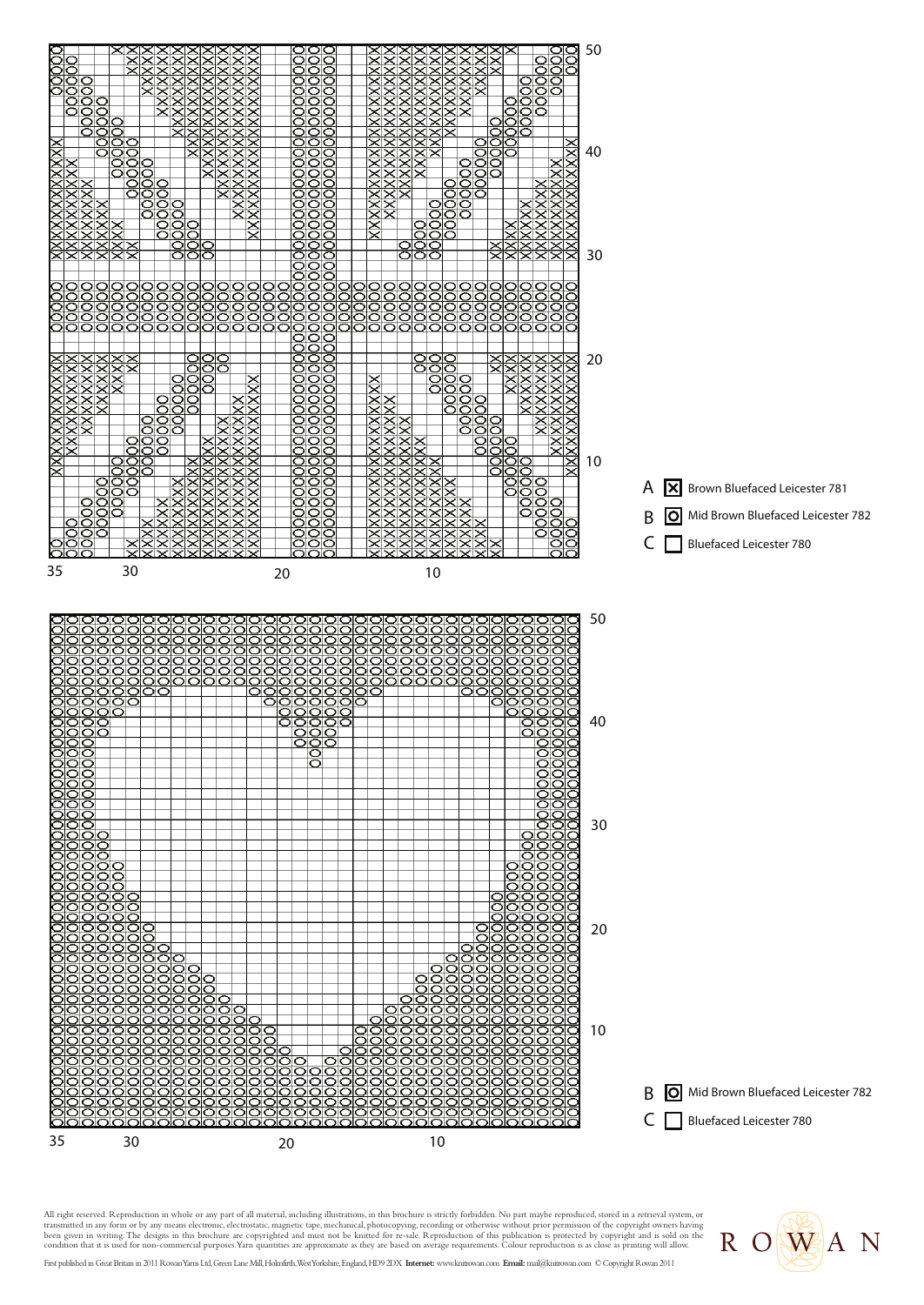50

40

30

20

10

35 30 20 10

A ☒ Brown Bluefaced Leicester 781

B ☐ Mid Brown Bluefaced Leicester 782

C ☐ Bluefaced Leicester 780

50

40

30

20

10

35 30 20 10

B ☐ Mid Brown Bluefaced Leicester 782

C ☐ Bluefaced Leicester 780

All right reserved. Reproduction in whole or any part of all material, including illustrations, in this brochure is strictly forbidden. No part maybe reproduced, stored in a retrieval system, or transmitted in any form or by any means electronic, electrostatic, magnetic tape, mechanical, photocopying, recording or otherwise without prior permission of the copyright owners having been given in writing. The designs in this brochure are copyrighted and must not be knitted for re-sale. Reproduction of this publication is protected by copyright and is sold on the condition that it is used for non-commercial purposes. Yarn quantities are approximate as they are based on average requirements. Colour reproduction is as close as printing will allow.

First published in Great Britain in 2011 Rowan Yarns Ltd, Green Lane Mill, Holmfirth, West Yorkshire, England, HD9 2DX **Internet:** www.knitrowan.com **Email:** mail@knitrowan.com © Copyright Rowan 2011

ROWAN